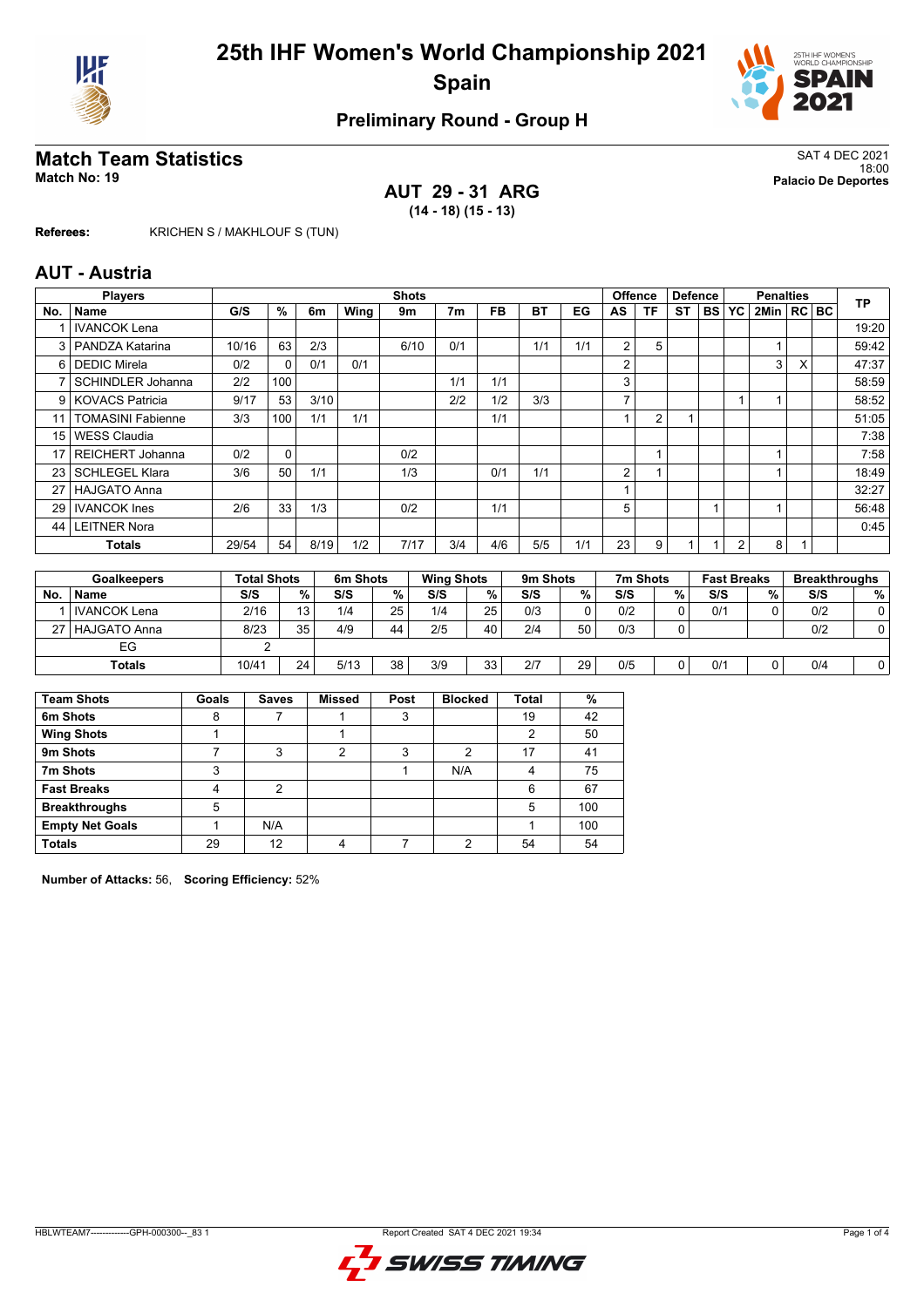# 25th IHF Women's World Championship 2021

## Spain

### Preliminary Round - Group H

## Match Team Statistics

**Match No: 19**

SAT 4 DEC 2021
18:00
**Palacio De Deportes**

### AUT 29 - 31 ARG

**(14 - 18) (15 - 13)**

**Referees:** KRICHEN S / MAKHLOUF S (TUN)

## AUT - Austria

| Players | | Shots | | | | | | | | | Offence | | Defence | | Penalties | | | | TP |
|---|---|---|---|---|---|---|---|---|---|---|---|---|---|---|---|---|---|---|---|
| No. | Name | G/S | % | 6m | Wing | 9m | 7m | FB | BT | EG | AS | TF | ST | BS | YC | 2Min | RC | BC | |
| 1 | IVANCOK Lena | | | | | | | | | | | | | | | | | | 19:20 |
| 3 | PANDZA Katarina | 10/16 | 63 | 2/3 | | 6/10 | 0/1 | | 1/1 | 1/1 | 2 | 5 | | | | 1 | | | 59:42 |
| 6 | DEDIC Mirela | 0/2 | 0 | 0/1 | 0/1 | | | | | | 2 | | | | | 3 | X | | 47:37 |
| 7 | SCHINDLER Johanna | 2/2 | 100 | | | | 1/1 | 1/1 | | | 3 | | | | | | | | 58:59 |
| 9 | KOVACS Patricia | 9/17 | 53 | 3/10 | | | 2/2 | 1/2 | 3/3 | | 7 | | | | 1 | 1 | | | 58:52 |
| 11 | TOMASINI Fabienne | 3/3 | 100 | 1/1 | 1/1 | | | 1/1 | | | 1 | 2 | 1 | | | | | | 51:05 |
| 15 | WESS Claudia | | | | | | | | | | | | | | | | | | 7:38 |
| 17 | REICHERT Johanna | 0/2 | 0 | | | 0/2 | | | | | | 1 | | | | 1 | | | 7:58 |
| 23 | SCHLEGEL Klara | 3/6 | 50 | 1/1 | | 1/3 | | 0/1 | 1/1 | | 2 | 1 | | | | 1 | | | 18:49 |
| 27 | HAJGATO Anna | | | | | | | | | | 1 | | | | | | | | 32:27 |
| 29 | IVANCOK Ines | 2/6 | 33 | 1/3 | | 0/2 | | 1/1 | | | 5 | | | 1 | | 1 | | | 56:48 |
| 44 | LEITNER Nora | | | | | | | | | | | | | | | | | | 0:45 |
| | Totals | 29/54 | 54 | 8/19 | 1/2 | 7/17 | 3/4 | 4/6 | 5/5 | 1/1 | 23 | 9 | 1 | 1 | 2 | 8 | 1 | | |

| Goalkeepers | | Total Shots | | 6m Shots | | Wing Shots | | 9m Shots | | 7m Shots | | Fast Breaks | | Breakthroughs | |
|---|---|---|---|---|---|---|---|---|---|---|---|---|---|---|---|
| No. | Name | S/S | % | S/S | % | S/S | % | S/S | % | S/S | % | S/S | % | S/S | % |
| 1 | IVANCOK Lena | 2/16 | 13 | 1/4 | 25 | 1/4 | 25 | 0/3 | 0 | 0/2 | 0 | 0/1 | 0 | 0/2 | 0 |
| 27 | HAJGATO Anna | 8/23 | 35 | 4/9 | 44 | 2/5 | 40 | 2/4 | 50 | 0/3 | 0 | | | 0/2 | 0 |
| | EG | 2 | | | | | | | | | | | | | |
| | Totals | 10/41 | 24 | 5/13 | 38 | 3/9 | 33 | 2/7 | 29 | 0/5 | 0 | 0/1 | 0 | 0/4 | 0 |

| Team Shots | Goals | Saves | Missed | Post | Blocked | Total | % |
|---|---|---|---|---|---|---|---|
| 6m Shots | 8 | 7 | 1 | 3 | | 19 | 42 |
| Wing Shots | 1 | | 1 | | | 2 | 50 |
| 9m Shots | 7 | 3 | 2 | 3 | 2 | 17 | 41 |
| 7m Shots | 3 | | | 1 | N/A | 4 | 75 |
| Fast Breaks | 4 | 2 | | | | 6 | 67 |
| Breakthroughs | 5 | | | | | 5 | 100 |
| Empty Net Goals | 1 | N/A | | | | 1 | 100 |
| Totals | 29 | 12 | 4 | 7 | 2 | 54 | 54 |

**Number of Attacks:** 56, **Scoring Efficiency:** 52%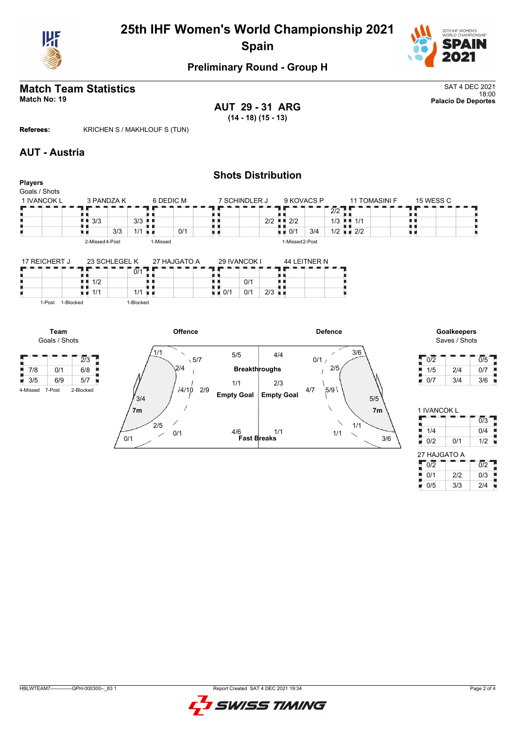# 25th IHF Women's World Championship 2021
## Spain

### Preliminary Round - Group H

## Match Team Statistics

**Match No: 19**

SAT 4 DEC 2021
18:00
**Palacio De Deportes**

**AUT 29 - 31 ARG**
**(14 - 18) (15 - 13)**

**Referees:** KRICHEN S / MAKHLOUF S (TUN)

## AUT - Austria

### Shots Distribution

**Players**
Goals / Shots

**1 IVANCOK L**

| | | |
|---|---|---|
| | | |
| | | |
| | | |

**3 PANDZA K**

| | | |
|---|---|---|
| | | |
| 3/3 | | 3/3 |
| | 3/3 | 1/1 |

2-Missed 4-Post

**6 DEDIC M**

| | | |
|---|---|---|
| | | |
| | | |
| | 0/1 | |

1-Missed

**7 SCHINDLER J**

| | | |
|---|---|---|
| | | |
| | | 2/2 |
| | | |

**9 KOVACS P**

| | | |
|---|---|---|
| | | 2/2 |
| 2/2 | | 1/3 |
| 0/1 | 3/4 | 1/2 |

1-Missed 2-Post

**11 TOMASINI F**

| | | |
|---|---|---|
| | | |
| 1/1 | | |
| 2/2 | | |

**15 WESS C**

| | | |
|---|---|---|
| | | |
| | | |
| | | |

**17 REICHERT J**

| | | |
|---|---|---|
| | | |
| | | |
| | | |

1-Post 1-Blocked

**23 SCHLEGEL K**

| | | |
|---|---|---|
| | | 0/1 |
| 1/2 | | |
| 1/1 | | 1/1 |

1-Blocked

**27 HAJGATO A**

| | | |
|---|---|---|
| | | |
| | | |
| | | |

**29 IVANCOK I**

| | | |
|---|---|---|
| | | |
| | 0/1 | |
| 0/1 | 0/1 | 2/3 |

**44 LEITNER N**

| | | |
|---|---|---|
| | | |
| | | |
| | | |

**Team**
Goals / Shots

| | | |
|---|---|---|
| | | 2/3 |
| 7/8 | 0/1 | 6/8 |
| 3/5 | 6/9 | 5/7 |

4-Missed 7-Post 2-Blocked

**Offence**

| Zone | Goals / Shots |
|---|---|
| Left wing | 1/1 |
| Left 9m | 2/4 |
| Left back | 5/7 |
| Centre 9m | 4/10 |
| Centre back | 2/9 |
| Left 6m | 3/4 |
| Left 6m (lower) | 2/5 |
| Centre 6m | 0/1 |
| Right wing (lower) | 0/1 |

| | Offence | Defence |
|---|---|---|
| Breakthroughs | 5/5 | 4/4 |
| Empty Goal | 1/1 | 2/3 |
| Fast Breaks | 4/6 | 1/1 |

**Defence**

| Zone | Goals / Shots |
|---|---|
| Right wing | 3/6 |
| 0/1 | 0/1 |
| Right 9m | 2/5 |
| Centre back | 4/7 |
| Centre 9m | 5/9 |
| 7m | 5/5 |
| Right 6m | 1/1 |
| Centre 6m | 1/1 |
| Right wing (lower) | 3/6 |

**Goalkeepers**
Saves / Shots

| | | |
|---|---|---|
| 0/2 | | 0/5 |
| 1/5 | 2/4 | 0/7 |
| 0/7 | 3/4 | 3/6 |

**1 IVANCOK L**

| | | |
|---|---|---|
| | | 0/3 |
| 1/4 | | 0/4 |
| 0/2 | 0/1 | 1/2 |

**27 HAJGATO A**

| | | |
|---|---|---|
| 0/2 | | 0/2 |
| 0/1 | 2/2 | 0/3 |
| 0/5 | 3/3 | 2/4 |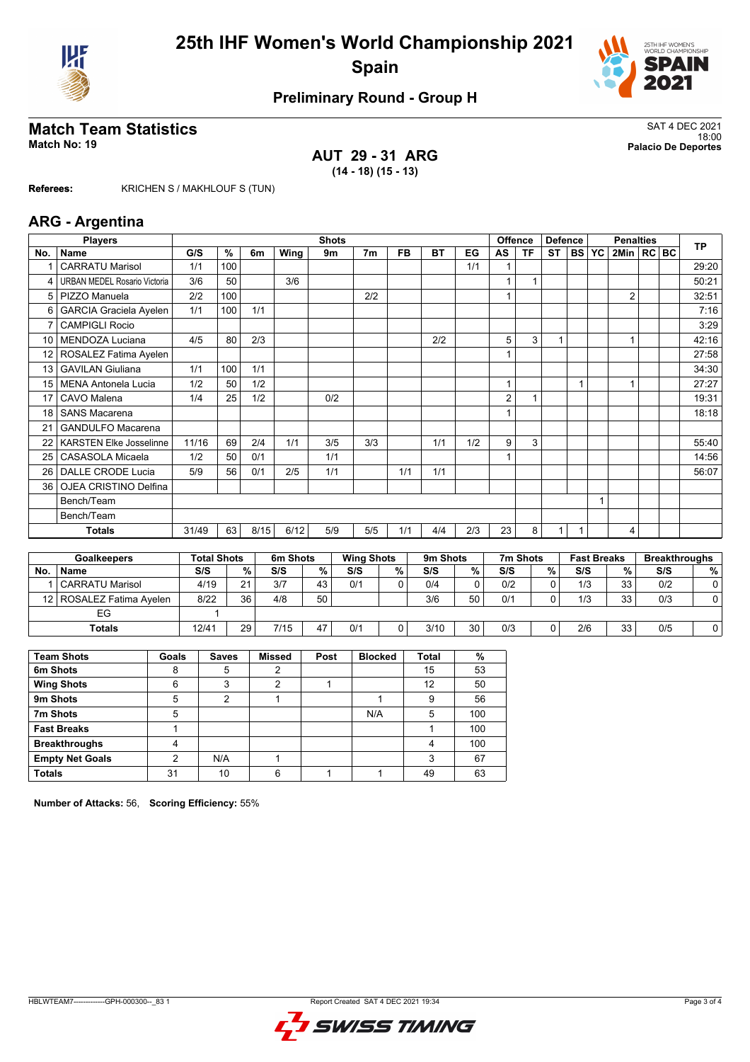# 25th IHF Women's World Championship 2021
## Spain

### Preliminary Round - Group H

## Match Team Statistics

**Match No: 19**

SAT 4 DEC 2021
18:00
**Palacio De Deportes**

### AUT 29 - 31 ARG
**(14 - 18) (15 - 13)**

**Referees:** KRICHEN S / MAKHLOUF S (TUN)

## ARG - Argentina

| Players | | Shots | | | | | | | | | Offence | | Defence | | Penalties | | | | TP |
|---|---|---|---|---|---|---|---|---|---|---|---|---|---|---|---|---|---|---|---|
| No. | Name | G/S | % | 6m | Wing | 9m | 7m | FB | BT | EG | AS | TF | ST | BS | YC | 2Min | RC | BC | |
| 1 | CARRATU Marisol | 1/1 | 100 | | | | | | | 1/1 | 1 | | | | | | | | 29:20 |
| 4 | URBAN MEDEL Rosario Victoria | 3/6 | 50 | | 3/6 | | | | | | 1 | 1 | | | | | | | 50:21 |
| 5 | PIZZO Manuela | 2/2 | 100 | | | | 2/2 | | | | 1 | | | | | 2 | | | 32:51 |
| 6 | GARCIA Graciela Ayelen | 1/1 | 100 | 1/1 | | | | | | | | | | | | | | | 7:16 |
| 7 | CAMPIGLI Rocio | | | | | | | | | | | | | | | | | | 3:29 |
| 10 | MENDOZA Luciana | 4/5 | 80 | 2/3 | | | | | 2/2 | | 5 | 3 | 1 | | | 1 | | | 42:16 |
| 12 | ROSALEZ Fatima Ayelen | | | | | | | | | | 1 | | | | | | | | 27:58 |
| 13 | GAVILAN Giuliana | 1/1 | 100 | 1/1 | | | | | | | | | | | | | | | 34:30 |
| 15 | MENA Antonela Lucia | 1/2 | 50 | 1/2 | | | | | | | 1 | | | 1 | | 1 | | | 27:27 |
| 17 | CAVO Malena | 1/4 | 25 | 1/2 | | 0/2 | | | | | 2 | 1 | | | | | | | 19:31 |
| 18 | SANS Macarena | | | | | | | | | | 1 | | | | | | | | 18:18 |
| 21 | GANDULFO Macarena | | | | | | | | | | | | | | | | | | |
| 22 | KARSTEN Elke Josselinne | 11/16 | 69 | 2/4 | 1/1 | 3/5 | 3/3 | | 1/1 | 1/2 | 9 | 3 | | | | | | | 55:40 |
| 25 | CASASOLA Micaela | 1/2 | 50 | 0/1 | | 1/1 | | | | | 1 | | | | | | | | 14:56 |
| 26 | DALLE CRODE Lucia | 5/9 | 56 | 0/1 | 2/5 | 1/1 | | 1/1 | 1/1 | | | | | | | | | | 56:07 |
| 36 | OJEA CRISTINO Delfina | | | | | | | | | | | | | | | | | | |
| | Bench/Team | | | | | | | | | | | | | | 1 | | | | |
| | Bench/Team | | | | | | | | | | | | | | | | | | |
| | **Totals** | 31/49 | 63 | 8/15 | 6/12 | 5/9 | 5/5 | 1/1 | 4/4 | 2/3 | 23 | 8 | 1 | 1 | | 4 | | | |

| Goalkeepers | | Total Shots | | 6m Shots | | Wing Shots | | 9m Shots | | 7m Shots | | Fast Breaks | | Breakthroughs | |
|---|---|---|---|---|---|---|---|---|---|---|---|---|---|---|---|
| No. | Name | S/S | % | S/S | % | S/S | % | S/S | % | S/S | % | S/S | % | S/S | % |
| 1 | CARRATU Marisol | 4/19 | 21 | 3/7 | 43 | 0/1 | 0 | 0/4 | 0 | 0/2 | 0 | 1/3 | 33 | 0/2 | 0 |
| 12 | ROSALEZ Fatima Ayelen | 8/22 | 36 | 4/8 | 50 | | | 3/6 | 50 | 0/1 | 0 | 1/3 | 33 | 0/3 | 0 |
| | EG | 1 | | | | | | | | | | | | | |
| | **Totals** | 12/41 | 29 | 7/15 | 47 | 0/1 | 0 | 3/10 | 30 | 0/3 | 0 | 2/6 | 33 | 0/5 | 0 |

| Team Shots | Goals | Saves | Missed | Post | Blocked | Total | % |
|---|---|---|---|---|---|---|---|
| 6m Shots | 8 | 5 | 2 | | | 15 | 53 |
| Wing Shots | 6 | 3 | 2 | 1 | | 12 | 50 |
| 9m Shots | 5 | 2 | 1 | | 1 | 9 | 56 |
| 7m Shots | 5 | | | | N/A | 5 | 100 |
| Fast Breaks | 1 | | | | | 1 | 100 |
| Breakthroughs | 4 | | | | | 4 | 100 |
| Empty Net Goals | 2 | N/A | 1 | | | 3 | 67 |
| Totals | 31 | 10 | 6 | 1 | 1 | 49 | 63 |

**Number of Attacks:** 56, **Scoring Efficiency:** 55%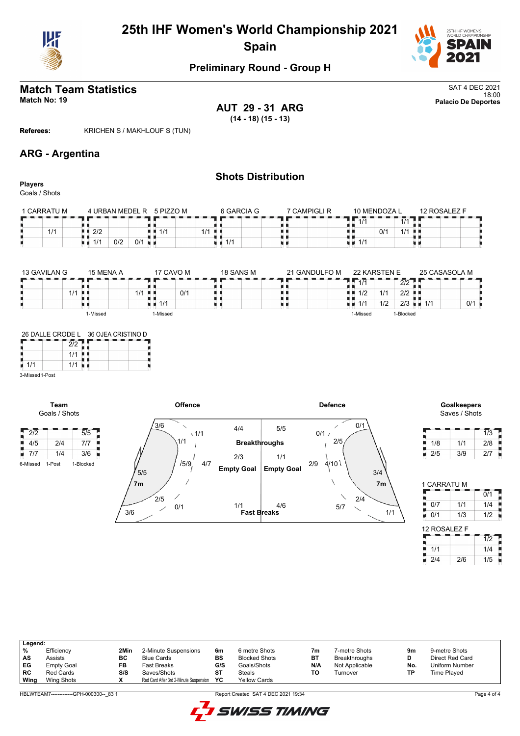# 25th IHF Women's World Championship 2021

## Spain

### Preliminary Round - Group H

## Match Team Statistics

**Match No: 19**

SAT 4 DEC 2021
18:00
**Palacio De Deportes**

**AUT 29 - 31 ARG**
**(14 - 18) (15 - 13)**

**Referees:** KRICHEN S / MAKHLOUF S (TUN)

## ARG - Argentina

### Shots Distribution

**Players**
Goals / Shots

1 CARRATU M

| | | |
|---|---|---|
| | | |
| 1/1 | | |
| | | |

4 URBAN MEDEL R

| | | |
|---|---|---|
| | | |
| 2/2 | | |
| 1/1 | 0/2 | 0/1 |

5 PIZZO M

| | | |
|---|---|---|
| | | |
| 1/1 | | 1/1 |
| | | |

6 GARCIA G

| | | |
|---|---|---|
| | | |
| | | |
| 1/1 | | |

7 CAMPIGLI R

| | | |
|---|---|---|
| | | |
| | | |
| | | |

10 MENDOZA L

| | | |
|---|---|---|
| 1/1 | | 1/1 |
| | 0/1 | 1/1 |
| 1/1 | | |

12 ROSALEZ F

| | | |
|---|---|---|
| | | |
| | | |
| | | |

13 GAVILAN G

| | | |
|---|---|---|
| | | |
| | | 1/1 |
| | | |

15 MENA A

| | | |
|---|---|---|
| | | |
| | | 1/1 |
| | | |

1-Missed

17 CAVO M

| | | |
|---|---|---|
| | | |
| | | 0/1 |
| 1/1 | | |

1-Missed

18 SANS M

| | | |
|---|---|---|
| | | |
| | | |
| | | |

21 GANDULFO M

| | | |
|---|---|---|
| | | |
| | | |
| | | |

22 KARSTEN E

| | | |
|---|---|---|
| 1/1 | | 2/2 |
| 1/2 | 1/1 | 2/2 |
| 1/1 | 1/2 | 2/3 |

1-Missed 1-Blocked

25 CASASOLA M

| | | |
|---|---|---|
| | | |
| | | |
| 1/1 | | 0/1 |

26 DALLE CRODE L

| | | |
|---|---|---|
| | | 2/2 |
| | | 1/1 |
| 1/1 | | 1/1 |

3-Missed 1-Post

36 OJEA CRISTINO D

| | | |
|---|---|---|
| | | |
| | | |
| | | |

**Team**
Goals / Shots

| | | |
|---|---|---|
| 2/2 | | 5/5 |
| 4/5 | 2/4 | 7/7 |
| 7/7 | 1/4 | 3/6 |

6-Missed 1-Post 1-Blocked

**Offence**

3/6
1/1
1/1
5/5
7m
/5/9
4/7
2/5
0/1
3/6

4/4 5/5
Breakthroughs
2/3 1/1
Empty Goal Empty Goal
1/1 4/6
Fast Breaks

**Defence**

0/1
0/1
2/5
2/9
4/10
3/4
7m
2/4
5/7
1/1

**Goalkeepers**
Saves / Shots

| | | |
|---|---|---|
| | | 1/3 |
| 1/8 | 1/1 | 2/8 |
| 2/5 | 3/9 | 2/7 |

1 CARRATU M

| | | |
|---|---|---|
| | | 0/1 |
| 0/7 | 1/1 | 1/4 |
| 0/1 | 1/3 | 1/2 |

12 ROSALEZ F

| | | |
|---|---|---|
| | | 1/2 |
| 1/1 | | 1/4 |
| 2/4 | 2/6 | 1/5 |

**Legend:**

| | | | | | | | | | |
|---|---|---|---|---|---|---|---|---|---|
| % | Efficiency | 2Min | 2-Minute Suspensions | 6m | 6 metre Shots | 7m | 7-metre Shots | 9m | 9-metre Shots |
| AS | Assists | BC | Blue Cards | BS | Blocked Shots | BT | Breakthroughs | D | Direct Red Card |
| EG | Empty Goal | FB | Fast Breaks | G/S | Goals/Shots | N/A | Not Applicable | No. | Uniform Number |
| RC | Red Cards | S/S | Saves/Shots | ST | Steals | TO | Turnover | TP | Time Played |
| Wing | Wing Shots | X | Red Card After 3rd 2-Minute Suspension | YC | Yellow Cards | | | | |

HBLWTEAM7-------------GPH-000300--_83 1 Report Created SAT 4 DEC 2021 19:34